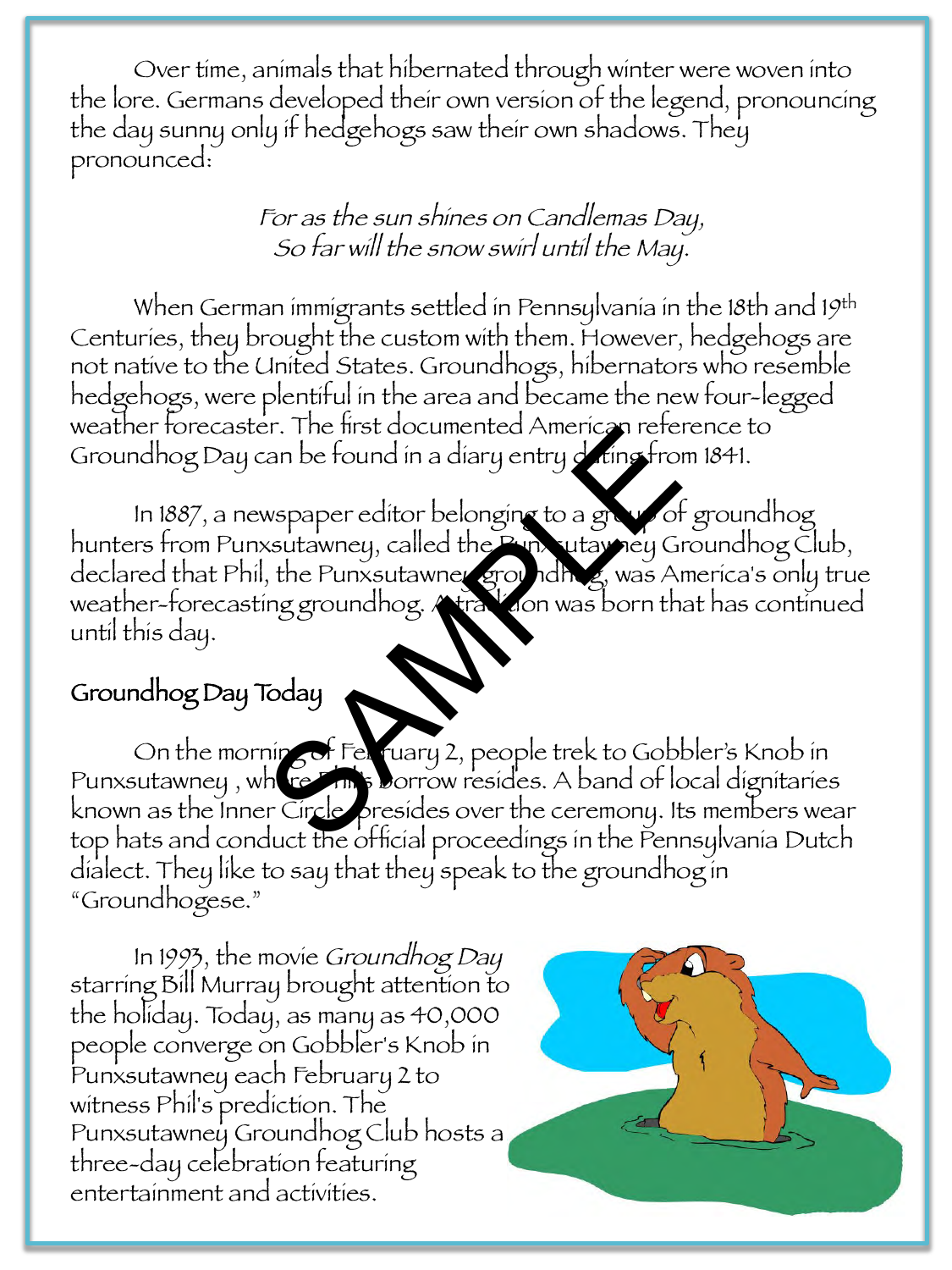Over time, animals that hibernated through winter were woven into the lore. Germans developed their own version of the legend, pronouncing the day sunny only if hedgehogs saw their own shadows. They pronounced:

*For as the sun shines on Candlemas Day,*
*So far will the snow swirl until the May.*

When German immigrants settled in Pennsylvania in the 18th and 19th Centuries, they brought the custom with them. However, hedgehogs are not native to the United States. Groundhogs, hibernators who resemble hedgehogs, were plentiful in the area and became the new four-legged weather forecaster. The first documented American reference to Groundhog Day can be found in a diary entry dating from 1841.

In 1887, a newspaper editor belonging to a group of groundhog hunters from Punxsutawney, called the Punxsutawney Groundhog Club, declared that Phil, the Punxsutawney groundhog, was America's only true weather-forecasting groundhog. A tradition was born that has continued until this day.

## Groundhog Day Today

On the morning of February 2, people trek to Gobbler's Knob in Punxsutawney , where Phil's burrow resides. A band of local dignitaries known as the Inner Circle presides over the ceremony. Its members wear top hats and conduct the official proceedings in the Pennsylvania Dutch dialect. They like to say that they speak to the groundhog in "Groundhogese."

In 1993, the movie *Groundhog Day* starring Bill Murray brought attention to the holiday. Today, as many as 40,000 people converge on Gobbler's Knob in Punxsutawney each February 2 to witness Phil's prediction. The Punxsutawney Groundhog Club hosts a three-day celebration featuring entertainment and activities.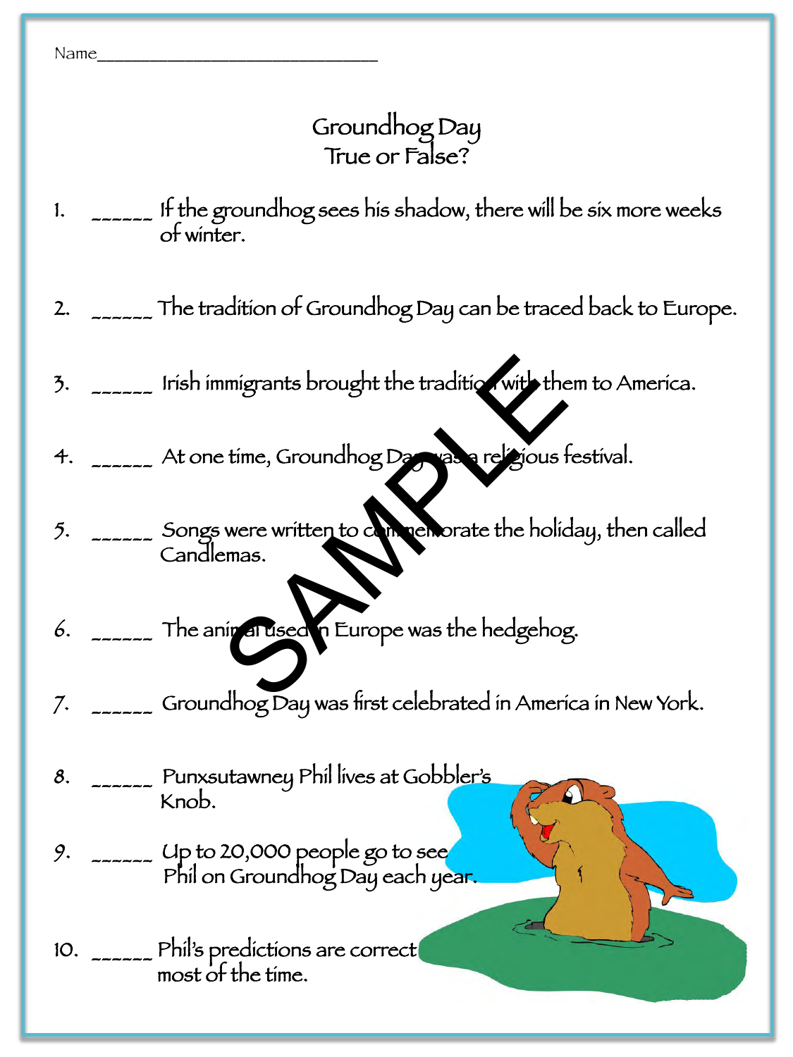Name_______________________________

# Groundhog Day
## True or False?

1. ______ If the groundhog sees his shadow, there will be six more weeks of winter.

2. ______ The tradition of Groundhog Day can be traced back to Europe.

3. ______ Irish immigrants brought the tradition with them to America.

4. ______ At one time, Groundhog Day was a religious festival.

5. ______ Songs were written to commemorate the holiday, then called Candlemas.

6. ______ The animal used in Europe was the hedgehog.

7. ______ Groundhog Day was first celebrated in America in New York.

8. ______ Punxsutawney Phil lives at Gobbler's Knob.

9. ______ Up to 20,000 people go to see Phil on Groundhog Day each year.

10. ______ Phil's predictions are correct most of the time.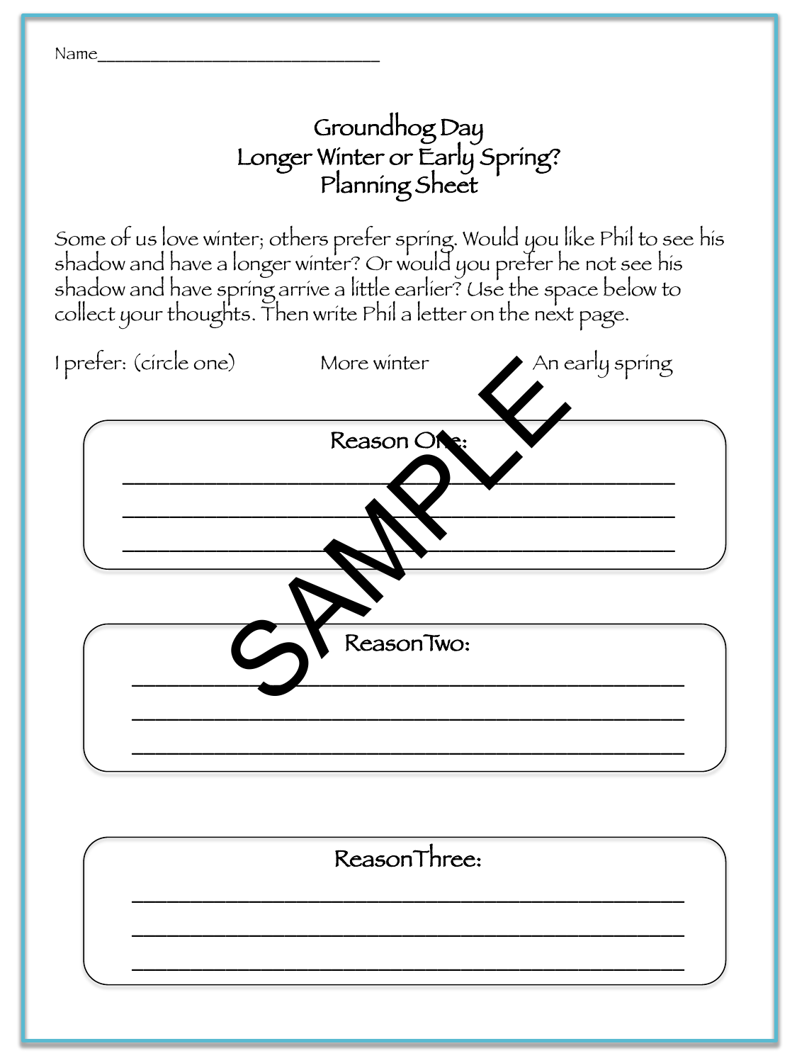Name______________________________

# Groundhog Day
## Longer Winter or Early Spring?
## Planning Sheet

Some of us love winter; others prefer spring. Would you like Phil to see his shadow and have a longer winter? Or would you prefer he not see his shadow and have spring arrive a little earlier? Use the space below to collect your thoughts. Then write Phil a letter on the next page.

I prefer: (circle one) More winter An early spring

**Reason One:**

______________________________________________

______________________________________________

______________________________________________

**Reason Two:**

______________________________________________

______________________________________________

______________________________________________

**Reason Three:**

______________________________________________

______________________________________________

______________________________________________

SAMPLE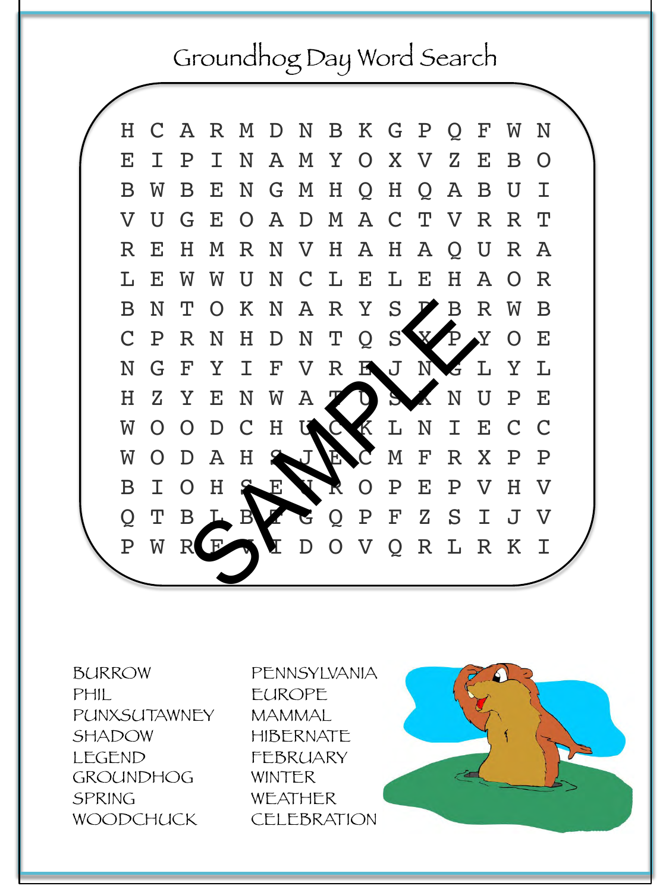# Groundhog Day Word Search

```
H C A R M D N B K G P Q F W N
E I P I N A M Y O X V Z E B O
B W B E N G M H Q H Q A B U I
V U G E O A D M A C T V R R T
R E H M R N V H A H A Q U R A
L E W W U N C L E L E H A O R
B N T O K N A R Y S F B R W B
C P R N H D N T Q S X P Y O E
N G F Y I F V R E J N G L Y L
H Z Y E N W A T U S K N U P E
W O O D C H U C K L N I E C C
W O D A H S J E C M F R X P P
B I O H S E U R O P E P V H V
Q T B L B E G Q P F Z S I J V
P W R E V I D O V Q R L R K I
```

SAMPLE

BURROW
PHIL
PUNXSUTAWNEY
SHADOW
LEGEND
GROUNDHOG
SPRING
WOODCHUCK
PENNSYLVANIA
EUROPE
MAMMAL
HIBERNATE
FEBRUARY
WINTER
WEATHER
CELEBRATION